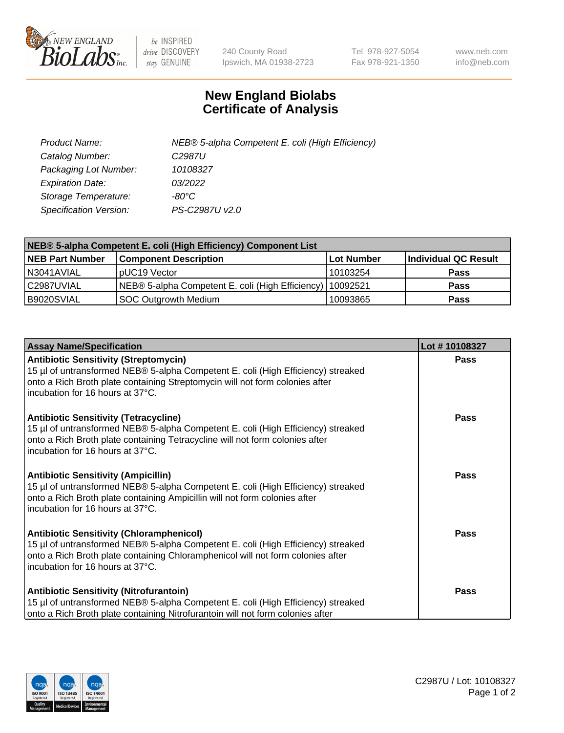# New England Biolabs Certificate of Analysis

| | |
|---|---|
| *Product Name:* | *NEB® 5-alpha Competent E. coli (High Efficiency)* |
| *Catalog Number:* | *C2987U* |
| *Packaging Lot Number:* | *10108327* |
| *Expiration Date:* | *03/2022* |
| *Storage Temperature:* | *-80°C* |
| *Specification Version:* | *PS-C2987U v2.0* |

| NEB® 5-alpha Competent E. coli (High Efficiency) Component List | | | |
|---|---|---|---|
| **NEB Part Number** | **Component Description** | **Lot Number** | **Individual QC Result** |
| N3041AVIAL | pUC19 Vector | 10103254 | **Pass** |
| C2987UVIAL | NEB® 5-alpha Competent E. coli (High Efficiency) | 10092521 | **Pass** |
| B9020SVIAL | SOC Outgrowth Medium | 10093865 | **Pass** |

| Assay Name/Specification | Lot # 10108327 |
|---|---|
| **Antibiotic Sensitivity (Streptomycin)**<br>15 µl of untransformed NEB® 5-alpha Competent E. coli (High Efficiency) streaked onto a Rich Broth plate containing Streptomycin will not form colonies after incubation for 16 hours at 37°C. | **Pass** |
| **Antibiotic Sensitivity (Tetracycline)**<br>15 µl of untransformed NEB® 5-alpha Competent E. coli (High Efficiency) streaked onto a Rich Broth plate containing Tetracycline will not form colonies after incubation for 16 hours at 37°C. | **Pass** |
| **Antibiotic Sensitivity (Ampicillin)**<br>15 µl of untransformed NEB® 5-alpha Competent E. coli (High Efficiency) streaked onto a Rich Broth plate containing Ampicillin will not form colonies after incubation for 16 hours at 37°C. | **Pass** |
| **Antibiotic Sensitivity (Chloramphenicol)**<br>15 µl of untransformed NEB® 5-alpha Competent E. coli (High Efficiency) streaked onto a Rich Broth plate containing Chloramphenicol will not form colonies after incubation for 16 hours at 37°C. | **Pass** |
| **Antibiotic Sensitivity (Nitrofurantoin)**<br>15 µl of untransformed NEB® 5-alpha Competent E. coli (High Efficiency) streaked onto a Rich Broth plate containing Nitrofurantoin will not form colonies after | **Pass** |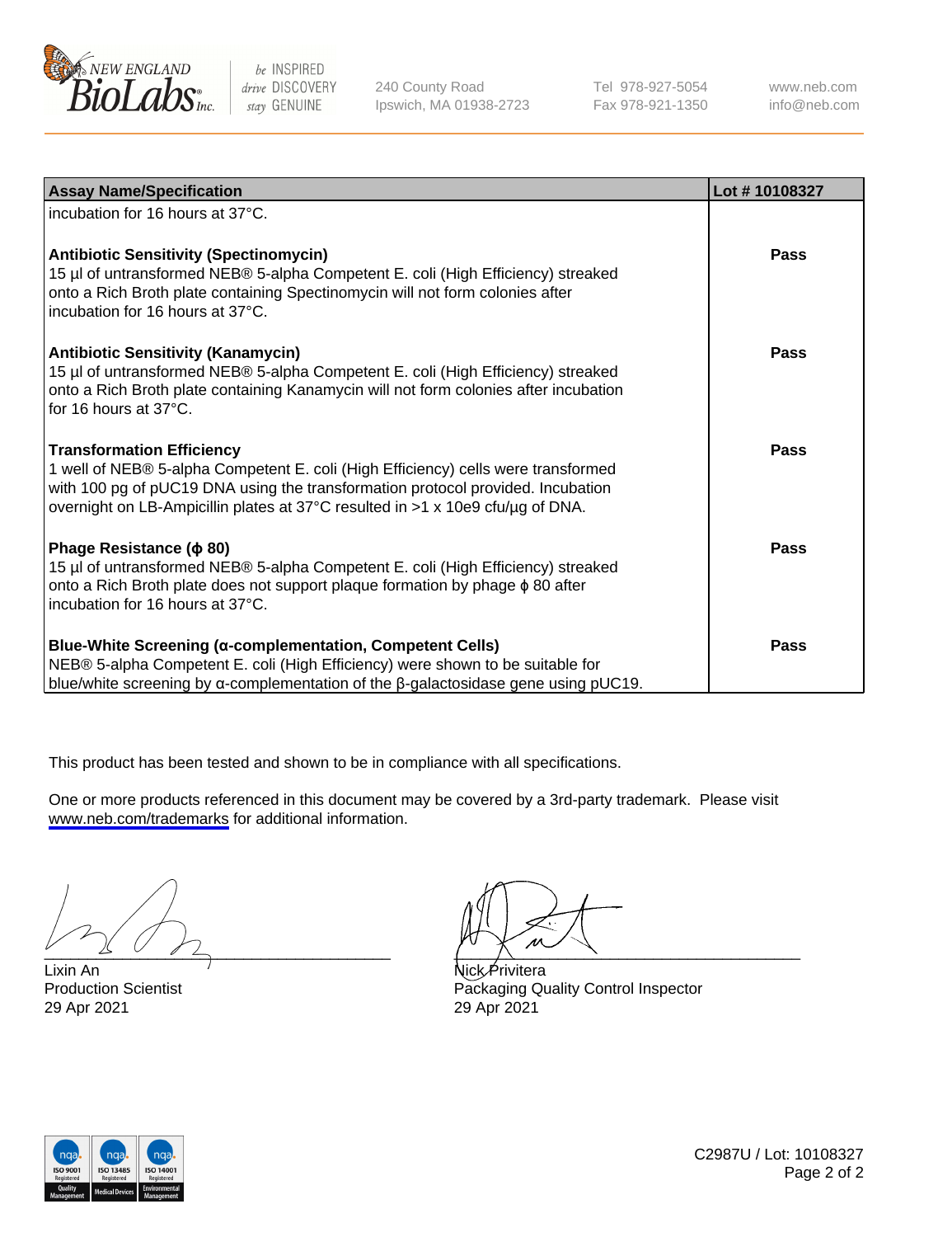| Assay Name/Specification | Lot # 10108327 |
| --- | --- |
| incubation for 16 hours at 37°C. | |
| **Antibiotic Sensitivity (Spectinomycin)**<br>15 µl of untransformed NEB® 5-alpha Competent E. coli (High Efficiency) streaked onto a Rich Broth plate containing Spectinomycin will not form colonies after incubation for 16 hours at 37°C. | **Pass** |
| **Antibiotic Sensitivity (Kanamycin)**<br>15 µl of untransformed NEB® 5-alpha Competent E. coli (High Efficiency) streaked onto a Rich Broth plate containing Kanamycin will not form colonies after incubation for 16 hours at 37°C. | **Pass** |
| **Transformation Efficiency**<br>1 well of NEB® 5-alpha Competent E. coli (High Efficiency) cells were transformed with 100 pg of pUC19 DNA using the transformation protocol provided. Incubation overnight on LB-Ampicillin plates at 37°C resulted in >1 x 10e9 cfu/µg of DNA. | **Pass** |
| **Phage Resistance (ϕ 80)**<br>15 µl of untransformed NEB® 5-alpha Competent E. coli (High Efficiency) streaked onto a Rich Broth plate does not support plaque formation by phage ϕ 80 after incubation for 16 hours at 37°C. | **Pass** |
| **Blue-White Screening (α-complementation, Competent Cells)**<br>NEB® 5-alpha Competent E. coli (High Efficiency) were shown to be suitable for blue/white screening by α-complementation of the β-galactosidase gene using pUC19. | **Pass** |

This product has been tested and shown to be in compliance with all specifications.

One or more products referenced in this document may be covered by a 3rd-party trademark. Please visit www.neb.com/trademarks for additional information.

Lixin An
Production Scientist
29 Apr 2021

Nick Privitera
Packaging Quality Control Inspector
29 Apr 2021

C2987U / Lot: 10108327